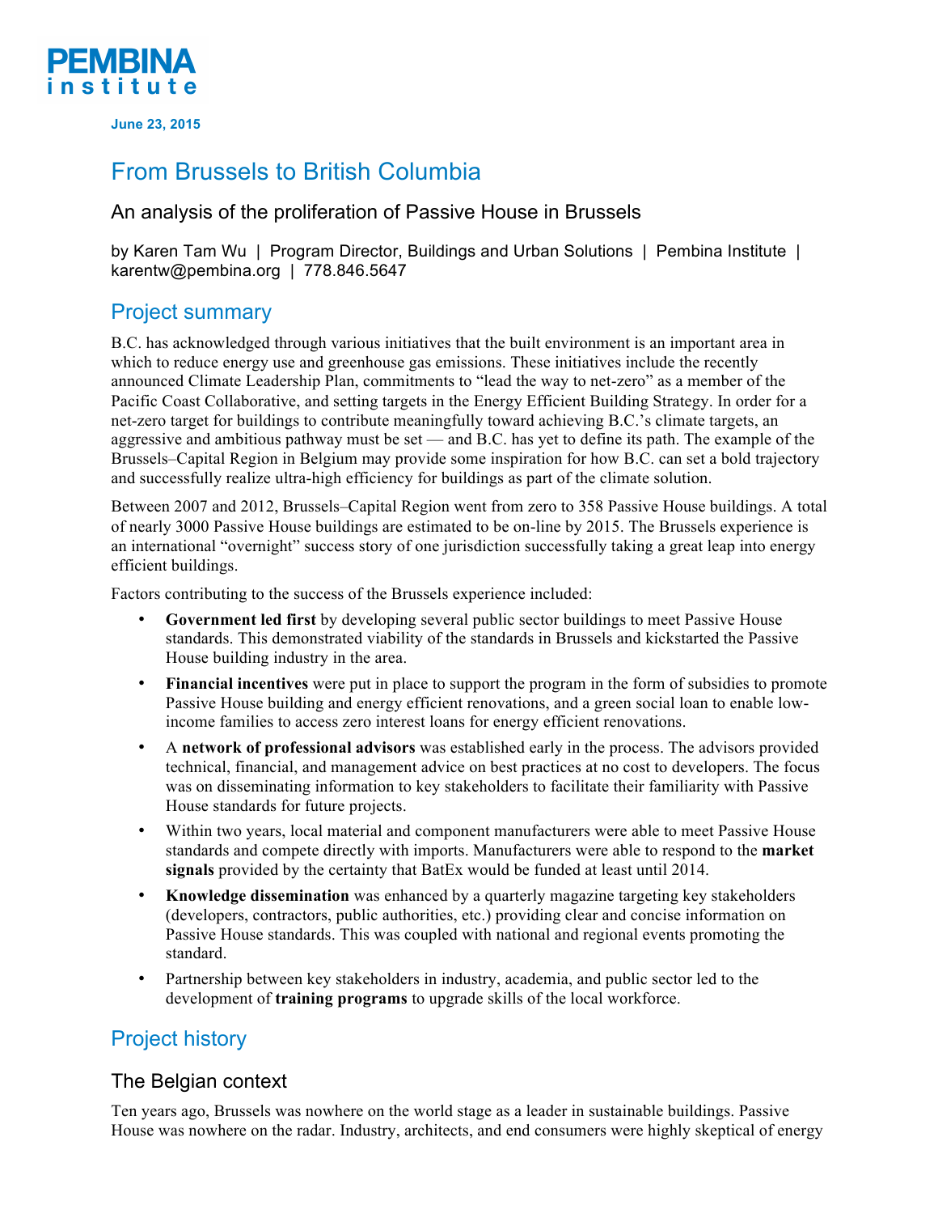PEMBINA institute

**June 23, 2015**

# From Brussels to British Columbia

## An analysis of the proliferation of Passive House in Brussels

by Karen Tam Wu | Program Director, Buildings and Urban Solutions | Pembina Institute | karentw@pembina.org | 778.846.5647

## Project summary

B.C. has acknowledged through various initiatives that the built environment is an important area in which to reduce energy use and greenhouse gas emissions. These initiatives include the recently announced Climate Leadership Plan, commitments to "lead the way to net-zero" as a member of the Pacific Coast Collaborative, and setting targets in the Energy Efficient Building Strategy. In order for a net-zero target for buildings to contribute meaningfully toward achieving B.C.'s climate targets, an aggressive and ambitious pathway must be set — and B.C. has yet to define its path. The example of the Brussels–Capital Region in Belgium may provide some inspiration for how B.C. can set a bold trajectory and successfully realize ultra-high efficiency for buildings as part of the climate solution.

Between 2007 and 2012, Brussels–Capital Region went from zero to 358 Passive House buildings. A total of nearly 3000 Passive House buildings are estimated to be on-line by 2015. The Brussels experience is an international "overnight" success story of one jurisdiction successfully taking a great leap into energy efficient buildings.

Factors contributing to the success of the Brussels experience included:

- **Government led first** by developing several public sector buildings to meet Passive House standards. This demonstrated viability of the standards in Brussels and kickstarted the Passive House building industry in the area.
- **Financial incentives** were put in place to support the program in the form of subsidies to promote Passive House building and energy efficient renovations, and a green social loan to enable low-income families to access zero interest loans for energy efficient renovations.
- A **network of professional advisors** was established early in the process. The advisors provided technical, financial, and management advice on best practices at no cost to developers. The focus was on disseminating information to key stakeholders to facilitate their familiarity with Passive House standards for future projects.
- Within two years, local material and component manufacturers were able to meet Passive House standards and compete directly with imports. Manufacturers were able to respond to the **market signals** provided by the certainty that BatEx would be funded at least until 2014.
- **Knowledge dissemination** was enhanced by a quarterly magazine targeting key stakeholders (developers, contractors, public authorities, etc.) providing clear and concise information on Passive House standards. This was coupled with national and regional events promoting the standard.
- Partnership between key stakeholders in industry, academia, and public sector led to the development of **training programs** to upgrade skills of the local workforce.

## Project history

### The Belgian context

Ten years ago, Brussels was nowhere on the world stage as a leader in sustainable buildings. Passive House was nowhere on the radar. Industry, architects, and end consumers were highly skeptical of energy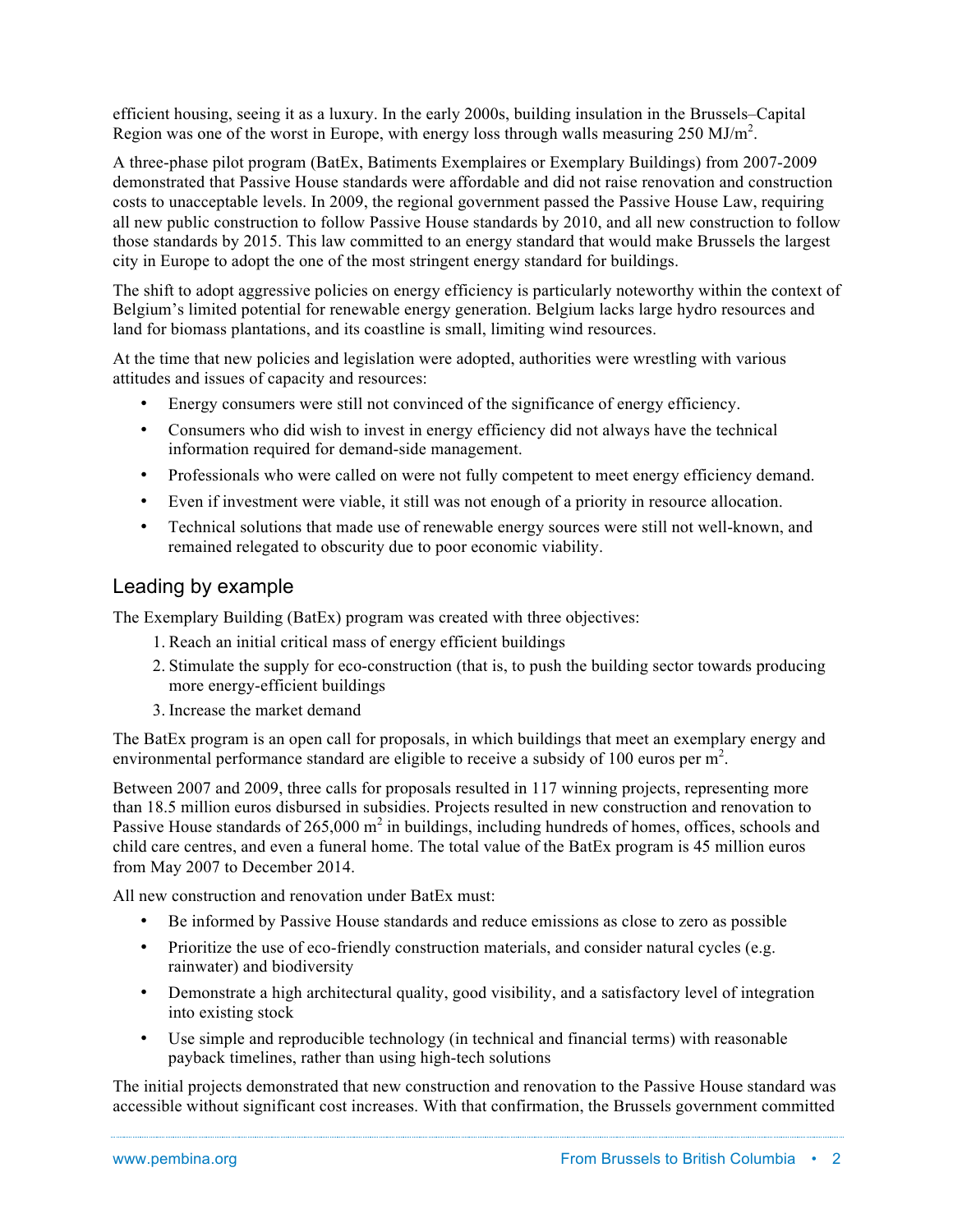efficient housing, seeing it as a luxury. In the early 2000s, building insulation in the Brussels–Capital Region was one of the worst in Europe, with energy loss through walls measuring 250 MJ/m$^2$.

A three-phase pilot program (BatEx, Batiments Exemplaires or Exemplary Buildings) from 2007-2009 demonstrated that Passive House standards were affordable and did not raise renovation and construction costs to unacceptable levels. In 2009, the regional government passed the Passive House Law, requiring all new public construction to follow Passive House standards by 2010, and all new construction to follow those standards by 2015. This law committed to an energy standard that would make Brussels the largest city in Europe to adopt the one of the most stringent energy standard for buildings.

The shift to adopt aggressive policies on energy efficiency is particularly noteworthy within the context of Belgium's limited potential for renewable energy generation. Belgium lacks large hydro resources and land for biomass plantations, and its coastline is small, limiting wind resources.

At the time that new policies and legislation were adopted, authorities were wrestling with various attitudes and issues of capacity and resources:

- Energy consumers were still not convinced of the significance of energy efficiency.
- Consumers who did wish to invest in energy efficiency did not always have the technical information required for demand-side management.
- Professionals who were called on were not fully competent to meet energy efficiency demand.
- Even if investment were viable, it still was not enough of a priority in resource allocation.
- Technical solutions that made use of renewable energy sources were still not well-known, and remained relegated to obscurity due to poor economic viability.

## Leading by example

The Exemplary Building (BatEx) program was created with three objectives:

1. Reach an initial critical mass of energy efficient buildings
2. Stimulate the supply for eco-construction (that is, to push the building sector towards producing more energy-efficient buildings
3. Increase the market demand

The BatEx program is an open call for proposals, in which buildings that meet an exemplary energy and environmental performance standard are eligible to receive a subsidy of 100 euros per m$^2$.

Between 2007 and 2009, three calls for proposals resulted in 117 winning projects, representing more than 18.5 million euros disbursed in subsidies. Projects resulted in new construction and renovation to Passive House standards of 265,000 m$^2$ in buildings, including hundreds of homes, offices, schools and child care centres, and even a funeral home. The total value of the BatEx program is 45 million euros from May 2007 to December 2014.

All new construction and renovation under BatEx must:

- Be informed by Passive House standards and reduce emissions as close to zero as possible
- Prioritize the use of eco-friendly construction materials, and consider natural cycles (e.g. rainwater) and biodiversity
- Demonstrate a high architectural quality, good visibility, and a satisfactory level of integration into existing stock
- Use simple and reproducible technology (in technical and financial terms) with reasonable payback timelines, rather than using high-tech solutions

The initial projects demonstrated that new construction and renovation to the Passive House standard was accessible without significant cost increases. With that confirmation, the Brussels government committed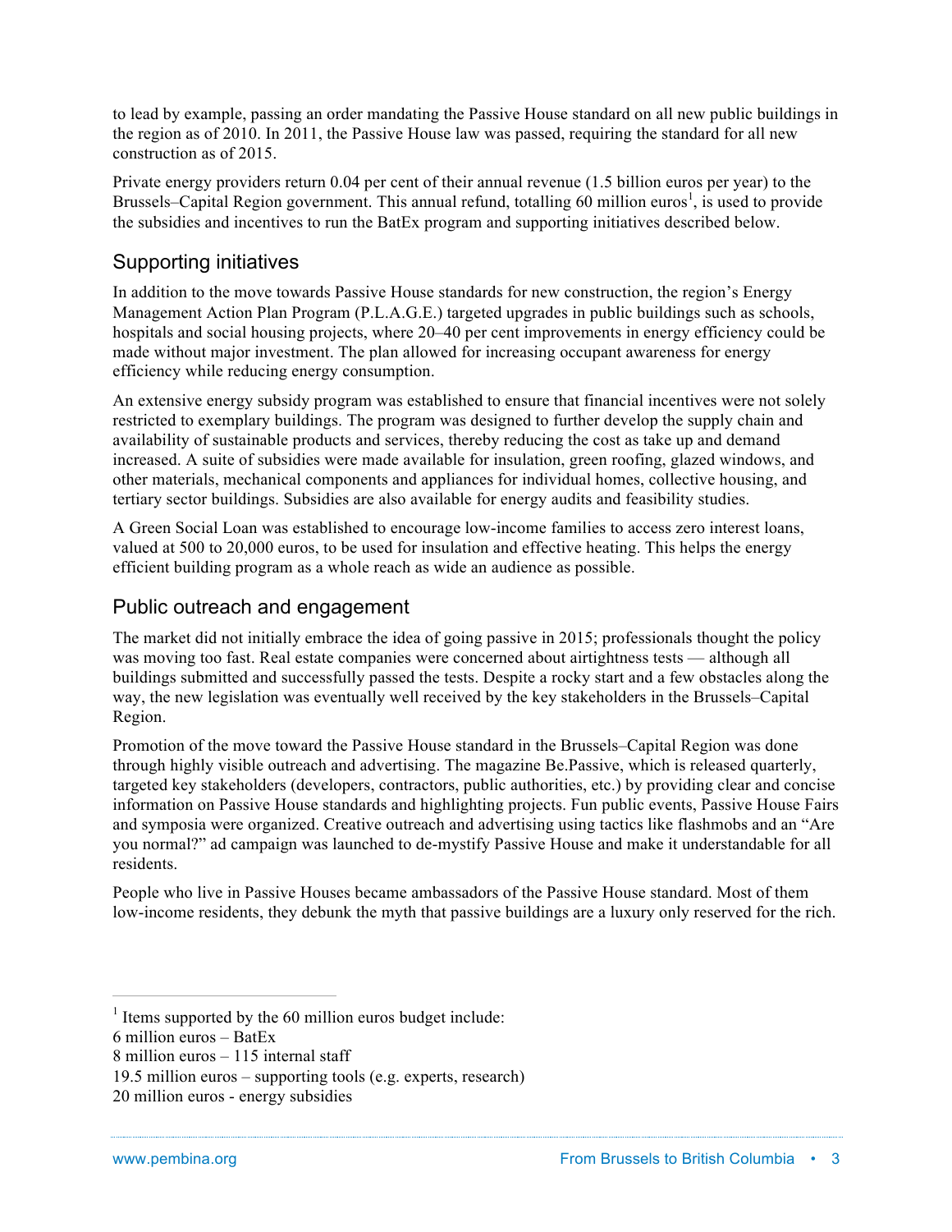to lead by example, passing an order mandating the Passive House standard on all new public buildings in the region as of 2010. In 2011, the Passive House law was passed, requiring the standard for all new construction as of 2015.

Private energy providers return 0.04 per cent of their annual revenue (1.5 billion euros per year) to the Brussels–Capital Region government. This annual refund, totalling 60 million euros[1], is used to provide the subsidies and incentives to run the BatEx program and supporting initiatives described below.

## Supporting initiatives

In addition to the move towards Passive House standards for new construction, the region's Energy Management Action Plan Program (P.L.A.G.E.) targeted upgrades in public buildings such as schools, hospitals and social housing projects, where 20–40 per cent improvements in energy efficiency could be made without major investment. The plan allowed for increasing occupant awareness for energy efficiency while reducing energy consumption.

An extensive energy subsidy program was established to ensure that financial incentives were not solely restricted to exemplary buildings. The program was designed to further develop the supply chain and availability of sustainable products and services, thereby reducing the cost as take up and demand increased. A suite of subsidies were made available for insulation, green roofing, glazed windows, and other materials, mechanical components and appliances for individual homes, collective housing, and tertiary sector buildings. Subsidies are also available for energy audits and feasibility studies.

A Green Social Loan was established to encourage low-income families to access zero interest loans, valued at 500 to 20,000 euros, to be used for insulation and effective heating. This helps the energy efficient building program as a whole reach as wide an audience as possible.

## Public outreach and engagement

The market did not initially embrace the idea of going passive in 2015; professionals thought the policy was moving too fast. Real estate companies were concerned about airtightness tests — although all buildings submitted and successfully passed the tests. Despite a rocky start and a few obstacles along the way, the new legislation was eventually well received by the key stakeholders in the Brussels–Capital Region.

Promotion of the move toward the Passive House standard in the Brussels–Capital Region was done through highly visible outreach and advertising. The magazine Be.Passive, which is released quarterly, targeted key stakeholders (developers, contractors, public authorities, etc.) by providing clear and concise information on Passive House standards and highlighting projects. Fun public events, Passive House Fairs and symposia were organized. Creative outreach and advertising using tactics like flashmobs and an "Are you normal?" ad campaign was launched to de-mystify Passive House and make it understandable for all residents.

People who live in Passive Houses became ambassadors of the Passive House standard. Most of them low-income residents, they debunk the myth that passive buildings are a luxury only reserved for the rich.

---

[1] Items supported by the 60 million euros budget include:
6 million euros – BatEx
8 million euros – 115 internal staff
19.5 million euros – supporting tools (e.g. experts, research)
20 million euros - energy subsidies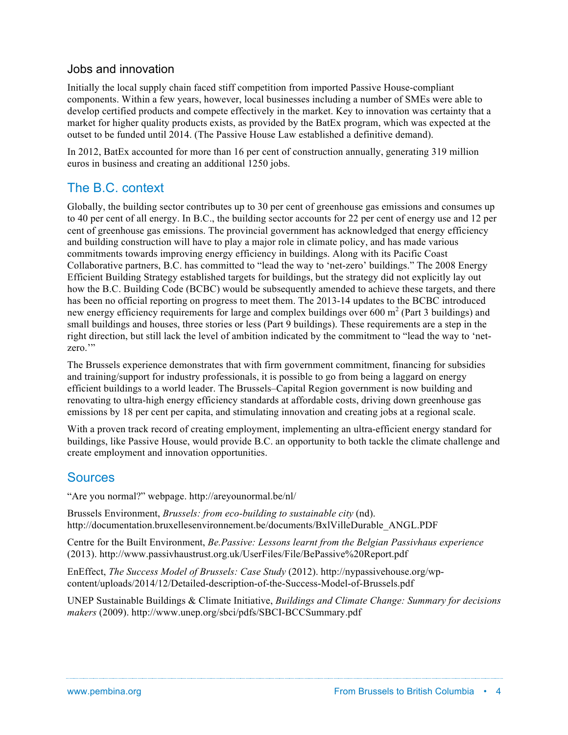### Jobs and innovation

Initially the local supply chain faced stiff competition from imported Passive House-compliant components. Within a few years, however, local businesses including a number of SMEs were able to develop certified products and compete effectively in the market. Key to innovation was certainty that a market for higher quality products exists, as provided by the BatEx program, which was expected at the outset to be funded until 2014. (The Passive House Law established a definitive demand).

In 2012, BatEx accounted for more than 16 per cent of construction annually, generating 319 million euros in business and creating an additional 1250 jobs.

## The B.C. context

Globally, the building sector contributes up to 30 per cent of greenhouse gas emissions and consumes up to 40 per cent of all energy. In B.C., the building sector accounts for 22 per cent of energy use and 12 per cent of greenhouse gas emissions. The provincial government has acknowledged that energy efficiency and building construction will have to play a major role in climate policy, and has made various commitments towards improving energy efficiency in buildings. Along with its Pacific Coast Collaborative partners, B.C. has committed to "lead the way to 'net-zero' buildings." The 2008 Energy Efficient Building Strategy established targets for buildings, but the strategy did not explicitly lay out how the B.C. Building Code (BCBC) would be subsequently amended to achieve these targets, and there has been no official reporting on progress to meet them. The 2013-14 updates to the BCBC introduced new energy efficiency requirements for large and complex buildings over 600 $m^2$ (Part 3 buildings) and small buildings and houses, three stories or less (Part 9 buildings). These requirements are a step in the right direction, but still lack the level of ambition indicated by the commitment to "lead the way to 'net-zero.'"

The Brussels experience demonstrates that with firm government commitment, financing for subsidies and training/support for industry professionals, it is possible to go from being a laggard on energy efficient buildings to a world leader. The Brussels–Capital Region government is now building and renovating to ultra-high energy efficiency standards at affordable costs, driving down greenhouse gas emissions by 18 per cent per capita, and stimulating innovation and creating jobs at a regional scale.

With a proven track record of creating employment, implementing an ultra-efficient energy standard for buildings, like Passive House, would provide B.C. an opportunity to both tackle the climate challenge and create employment and innovation opportunities.

## Sources

"Are you normal?" webpage. http://areyounormal.be/nl/

Brussels Environment, *Brussels: from eco-building to sustainable city* (nd). http://documentation.bruxellesenvironnement.be/documents/BxlVilleDurable_ANGL.PDF

Centre for the Built Environment, *Be.Passive: Lessons learnt from the Belgian Passivhaus experience* (2013). http://www.passivhaustrust.org.uk/UserFiles/File/BePassive%20Report.pdf

EnEffect, *The Success Model of Brussels: Case Study* (2012). http://nypassivehouse.org/wp-content/uploads/2014/12/Detailed-description-of-the-Success-Model-of-Brussels.pdf

UNEP Sustainable Buildings & Climate Initiative, *Buildings and Climate Change: Summary for decisions makers* (2009). http://www.unep.org/sbci/pdfs/SBCI-BCCSummary.pdf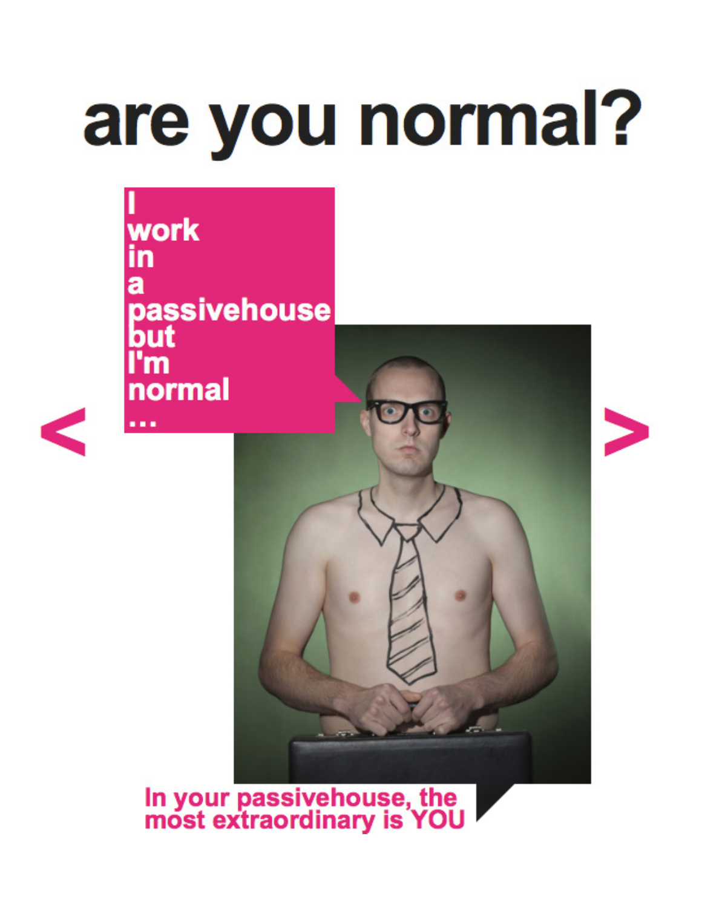# are you normal?

I work in a passivehouse but I'm normal ...

< >

In your passivehouse, the most extraordinary is YOU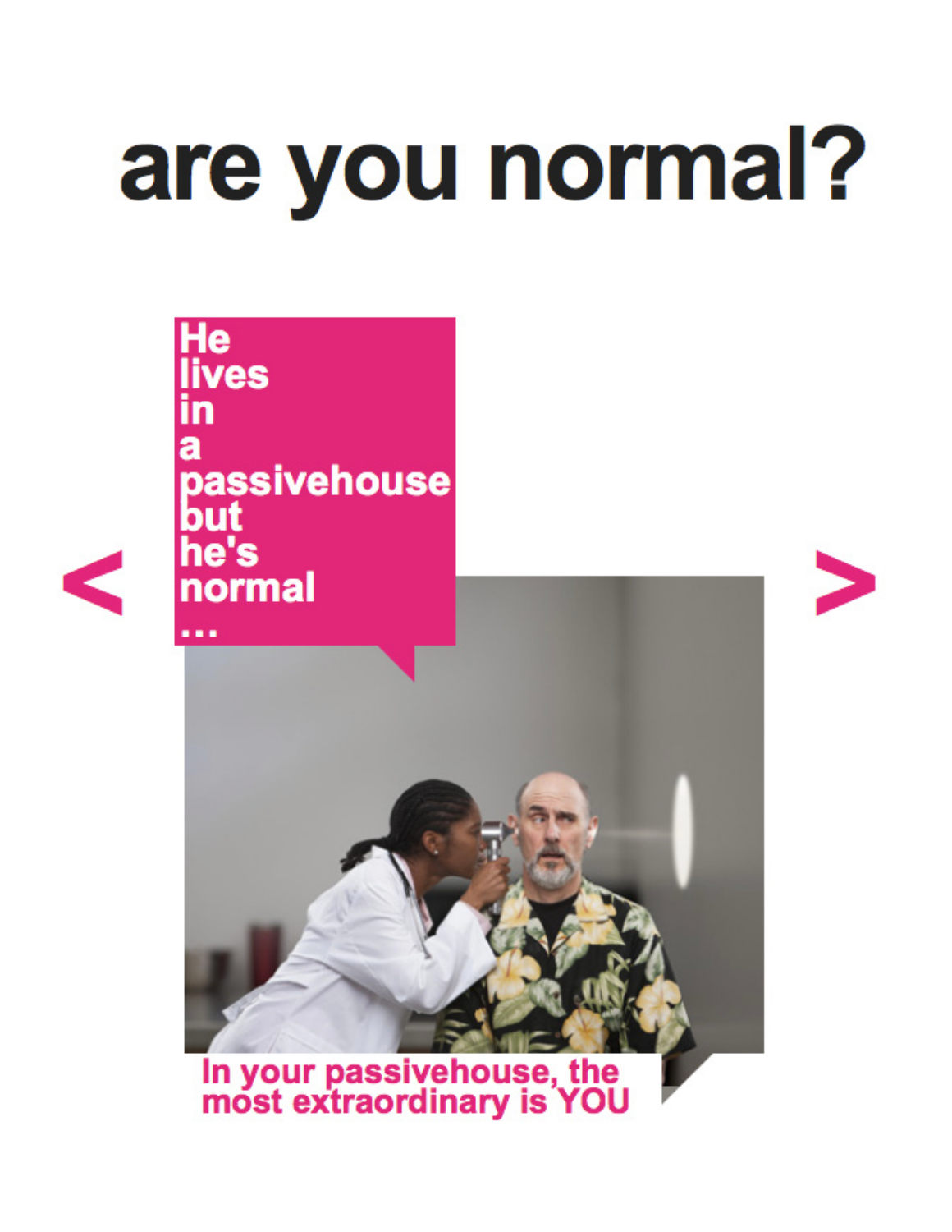# are you normal?

He lives in a passivehouse but he's normal ...

In your passivehouse, the most extraordinary is YOU